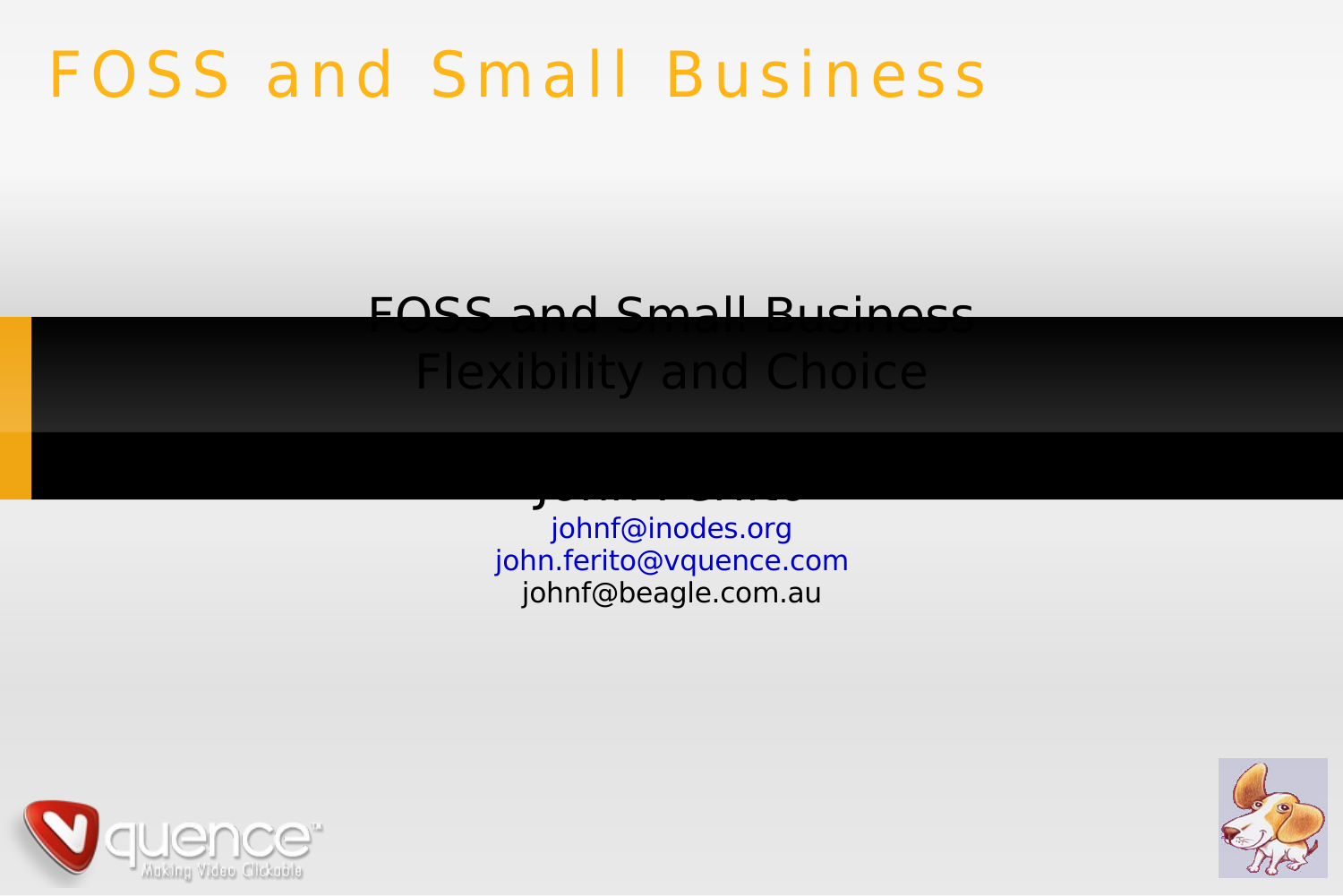# FOSS and Small Business

FOSS and Small Business
Flexibility and Choice

John Ferlito

johnf@inodes.org
john.ferito@vquence.com
johnf@beagle.com.au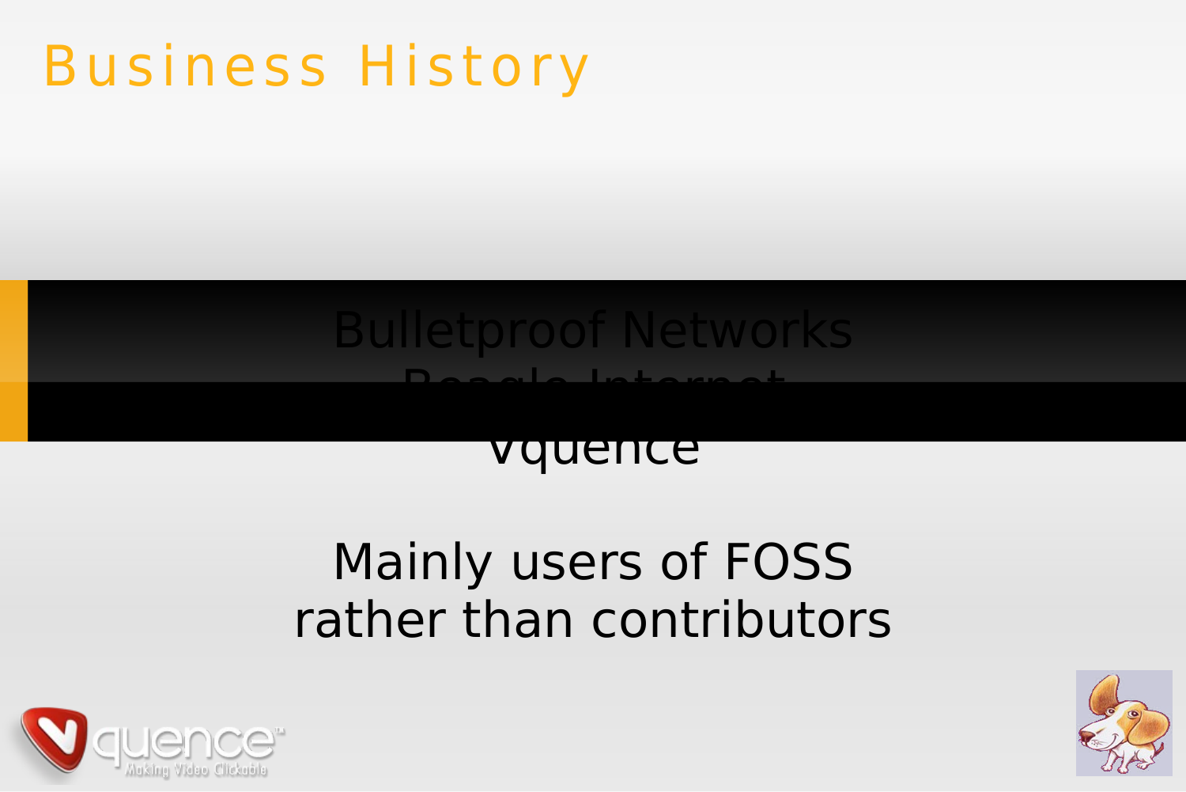# Business History

Bulletproof Networks

Beagle Internet

Vquence

Mainly users of FOSS
rather than contributors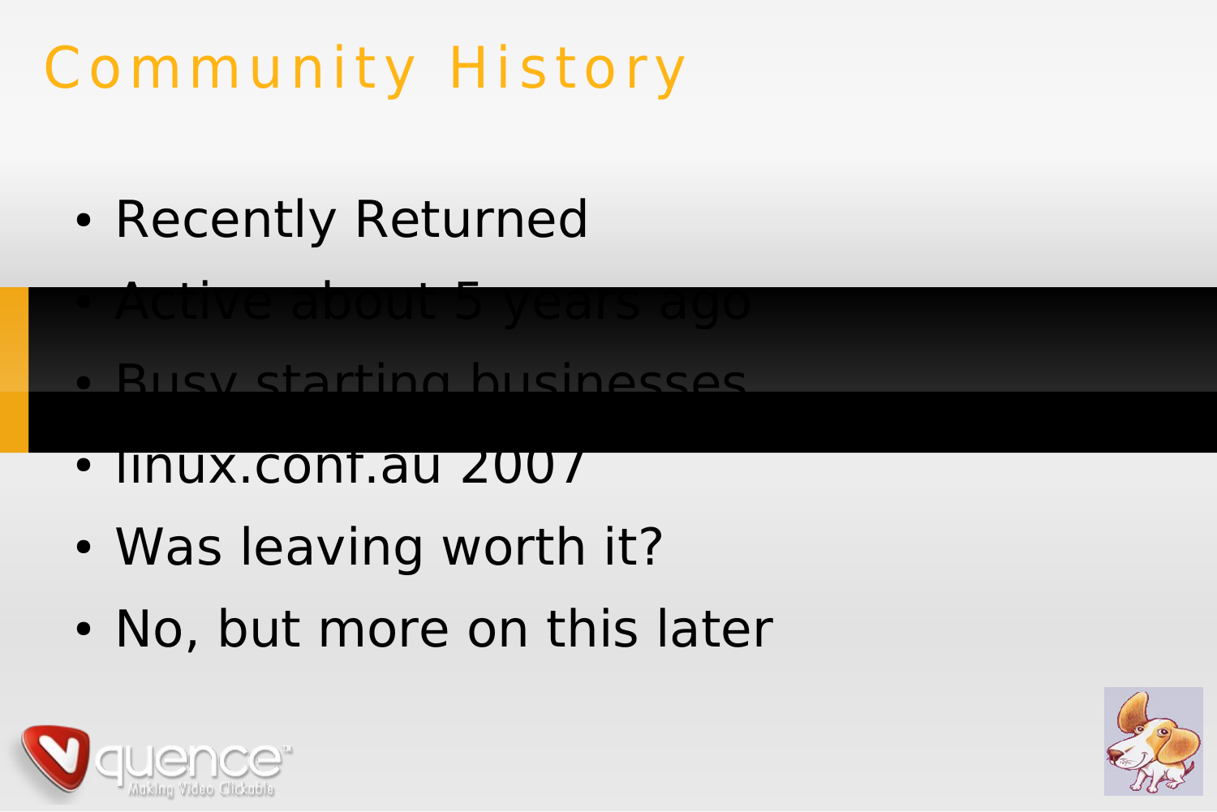# Community History

- Recently Returned
- Active about 5 years ago
- Busy starting businesses
- linux.conf.au 2007
- Was leaving worth it?
- No, but more on this later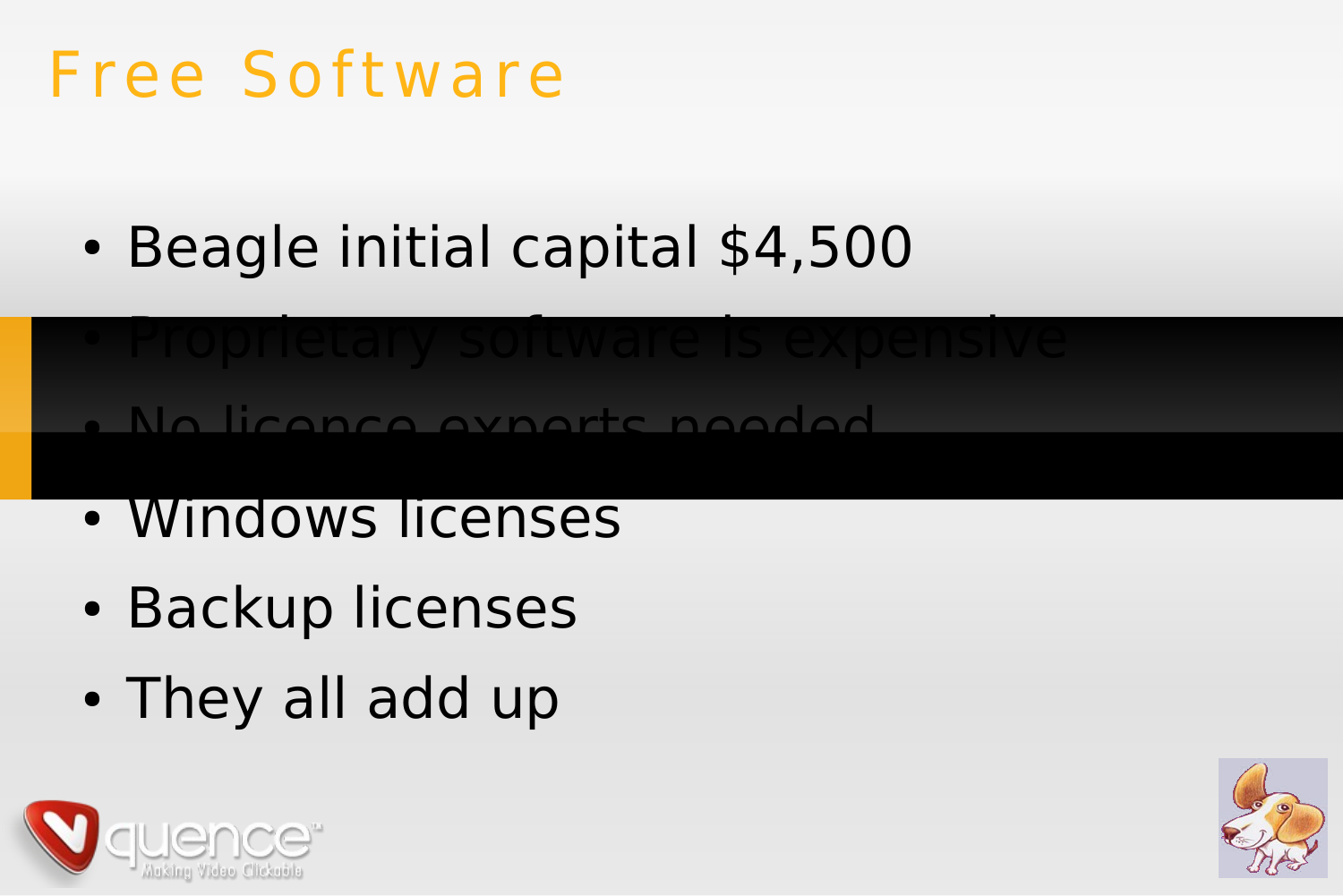# Free Software

- Beagle initial capital $4,500
- Proprietary software is expensive
- No licence experts needed
- Windows licenses
- Backup licenses
- They all add up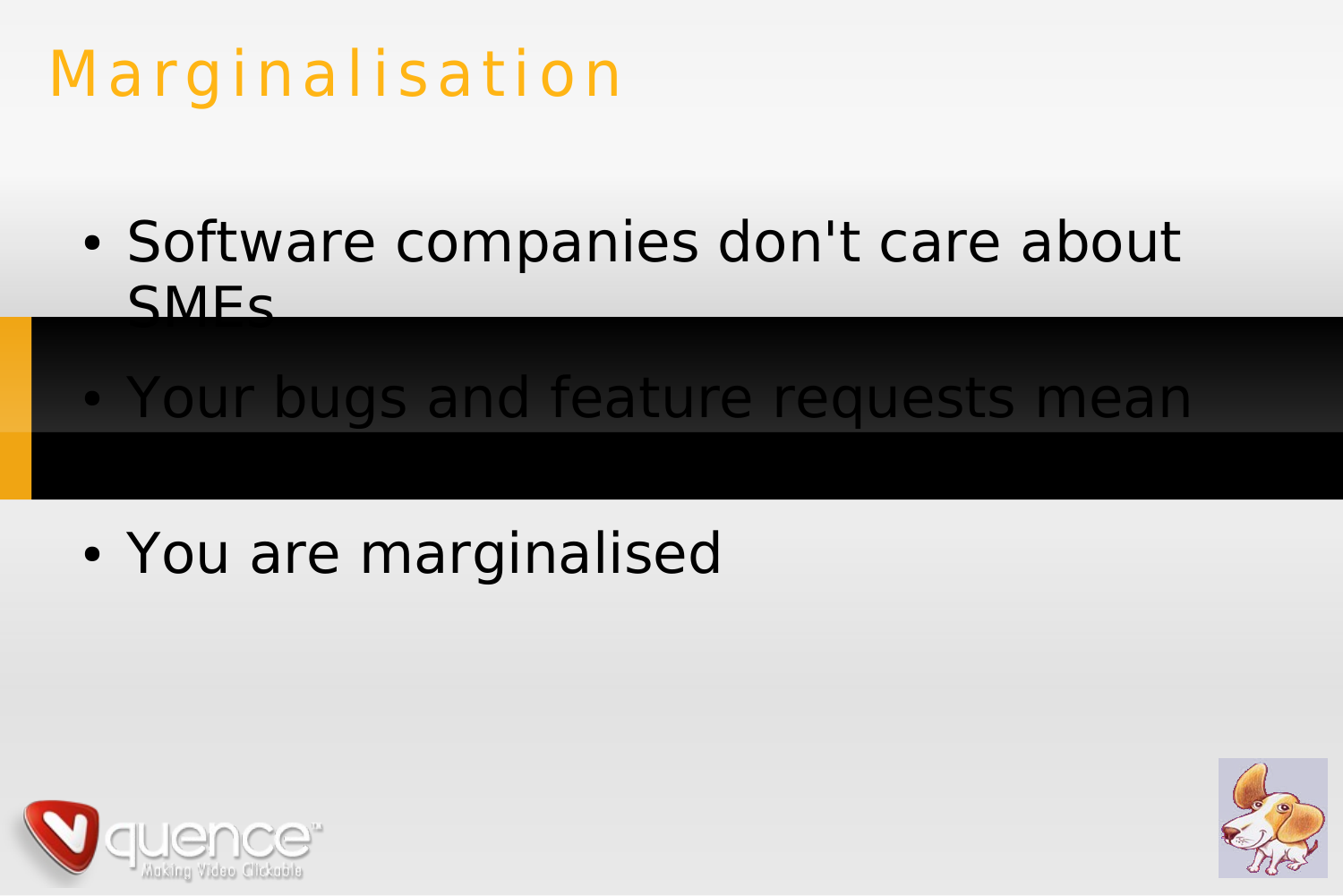# Marginalisation

- Software companies don't care about SMEs
- Your bugs and feature requests mean
- You are marginalised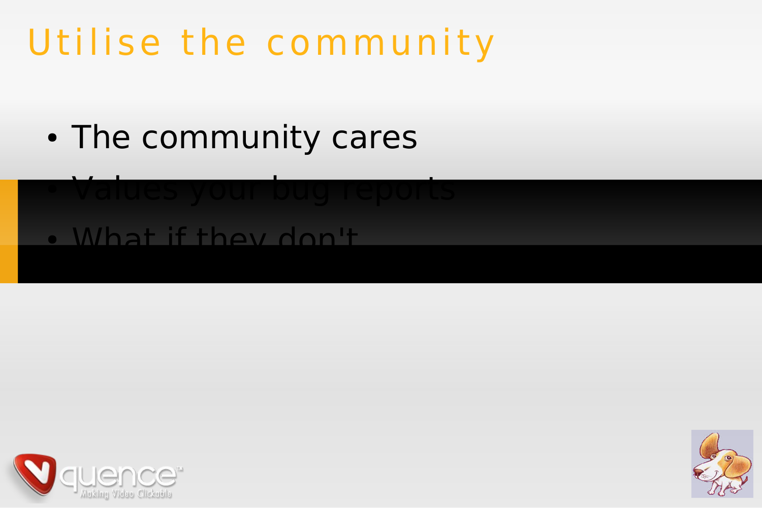# Utilise the community

- The community cares
- Values your bug reports
- What if they don't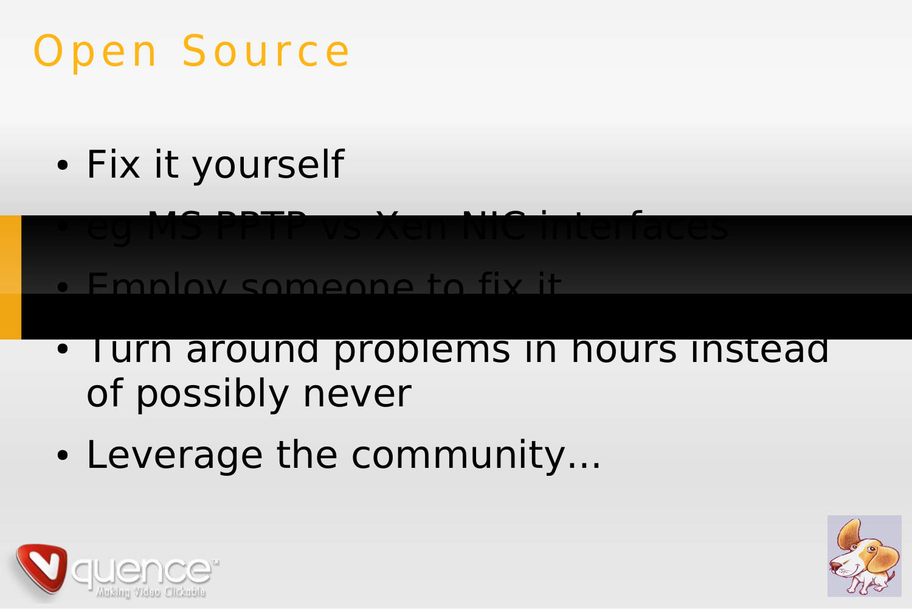# Open Source

- Fix it yourself
- eg MS PPTP vs Xen NIC interfaces
- Employ someone to fix it
- Turn around problems in hours instead of possibly never
- Leverage the community...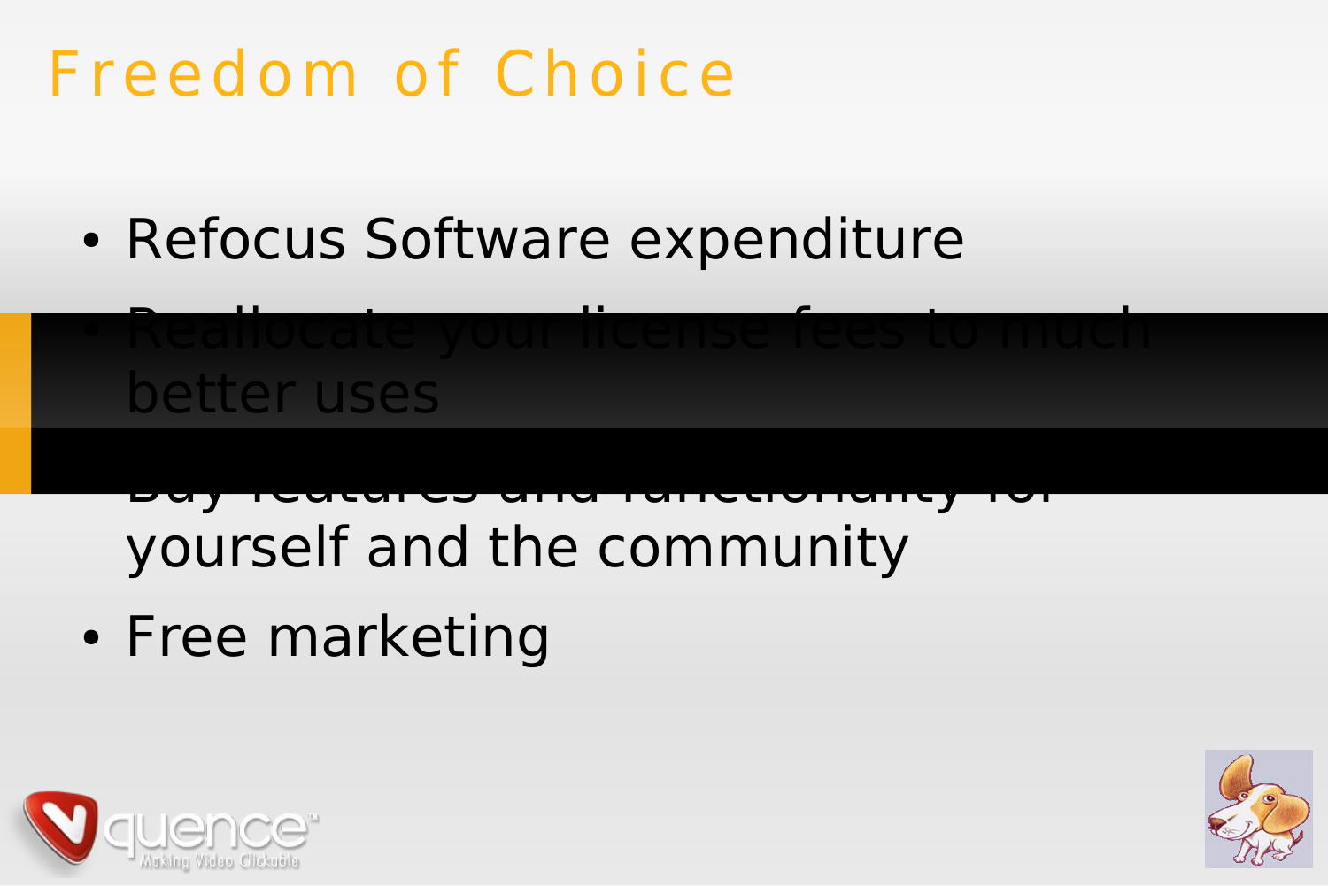# Freedom of Choice

- Refocus Software expenditure
- Reallocate your license fees to much better uses
- Buy features and functionality for yourself and the community
- Free marketing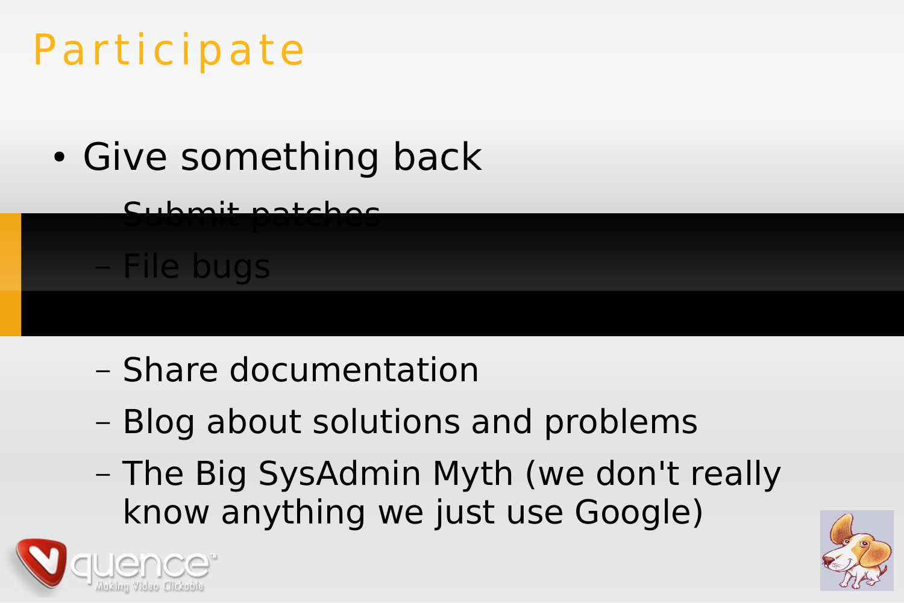# Participate

- Give something back
  - Submit patches
  - File bugs
  - Share documentation
  - Blog about solutions and problems
  - The Big SysAdmin Myth (we don't really know anything we just use Google)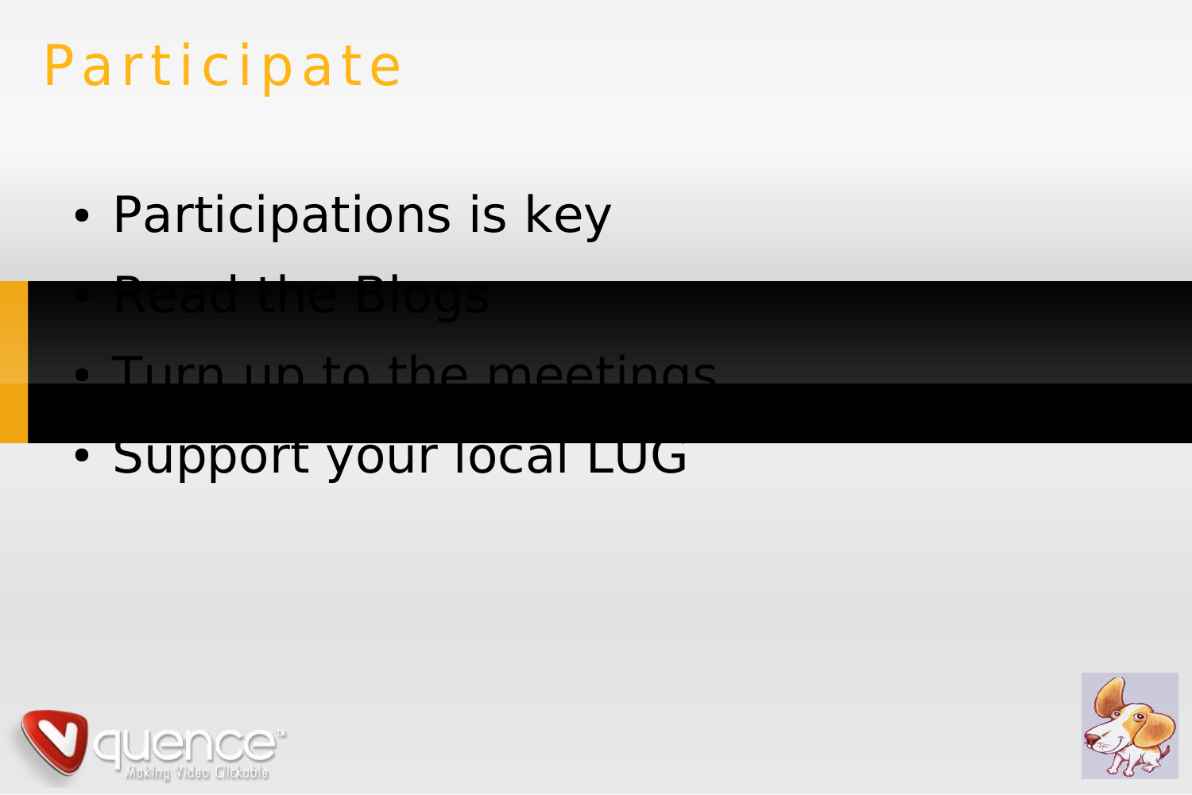# Participate

- Participations is key
- Read the Blogs
- Turn up to the meetings
- Support your local LUG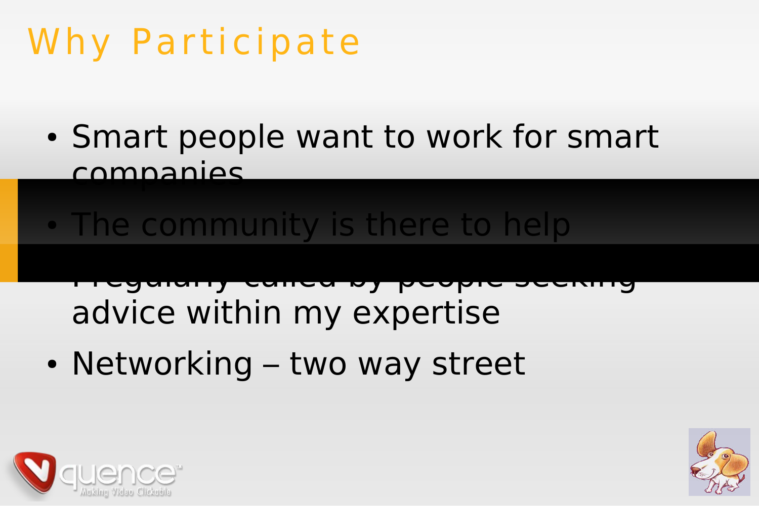# Why Participate

- Smart people want to work for smart companies
- The community is there to help
- Regularly called by people seeking advice within my expertise
- Networking – two way street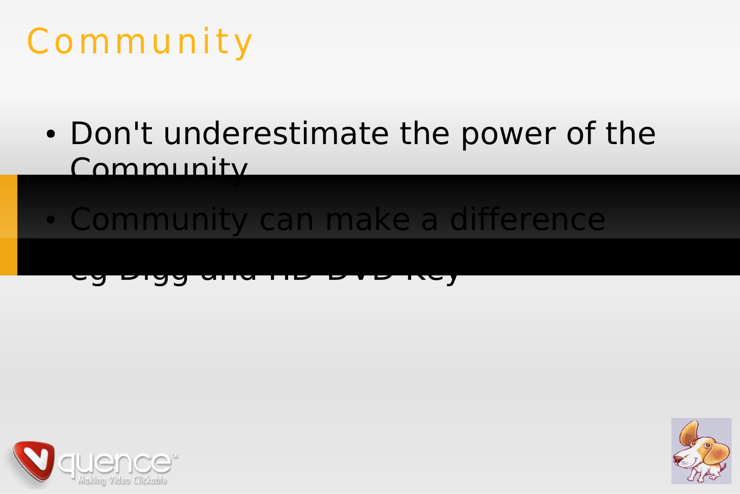# Community

- Don't underestimate the power of the Community
- Community can make a difference
  - eg Digg and HD-DVD Key